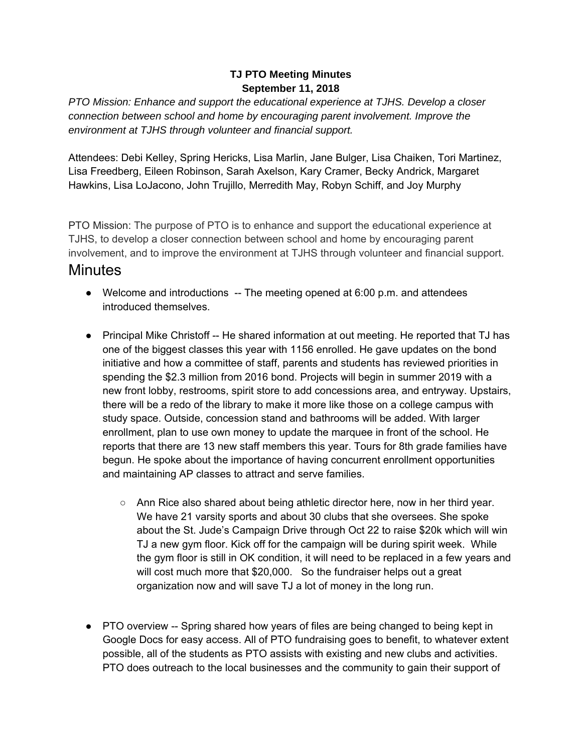**TJ PTO Meeting Minutes**
**September 11, 2018**

*PTO Mission: Enhance and support the educational experience at TJHS. Develop a closer connection between school and home by encouraging parent involvement. Improve the environment at TJHS through volunteer and financial support.*

Attendees: Debi Kelley, Spring Hericks, Lisa Marlin, Jane Bulger, Lisa Chaiken, Tori Martinez, Lisa Freedberg, Eileen Robinson, Sarah Axelson, Kary Cramer, Becky Andrick, Margaret Hawkins, Lisa LoJacono, John Trujillo, Merredith May, Robyn Schiff, and Joy Murphy

PTO Mission: The purpose of PTO is to enhance and support the educational experience at TJHS, to develop a closer connection between school and home by encouraging parent involvement, and to improve the environment at TJHS through volunteer and financial support.

# Minutes

- Welcome and introductions -- The meeting opened at 6:00 p.m. and attendees introduced themselves.

- Principal Mike Christoff -- He shared information at out meeting. He reported that TJ has one of the biggest classes this year with 1156 enrolled. He gave updates on the bond initiative and how a committee of staff, parents and students has reviewed priorities in spending the $2.3 million from 2016 bond. Projects will begin in summer 2019 with a new front lobby, restrooms, spirit store to add concessions area, and entryway. Upstairs, there will be a redo of the library to make it more like those on a college campus with study space. Outside, concession stand and bathrooms will be added. With larger enrollment, plan to use own money to update the marquee in front of the school. He reports that there are 13 new staff members this year. Tours for 8th grade families have begun. He spoke about the importance of having concurrent enrollment opportunities and maintaining AP classes to attract and serve families.

    - Ann Rice also shared about being athletic director here, now in her third year. We have 21 varsity sports and about 30 clubs that she oversees. She spoke about the St. Jude's Campaign Drive through Oct 22 to raise $20k which will win TJ a new gym floor. Kick off for the campaign will be during spirit week. While the gym floor is still in OK condition, it will need to be replaced in a few years and will cost much more that $20,000. So the fundraiser helps out a great organization now and will save TJ a lot of money in the long run.

- PTO overview -- Spring shared how years of files are being changed to being kept in Google Docs for easy access. All of PTO fundraising goes to benefit, to whatever extent possible, all of the students as PTO assists with existing and new clubs and activities. PTO does outreach to the local businesses and the community to gain their support of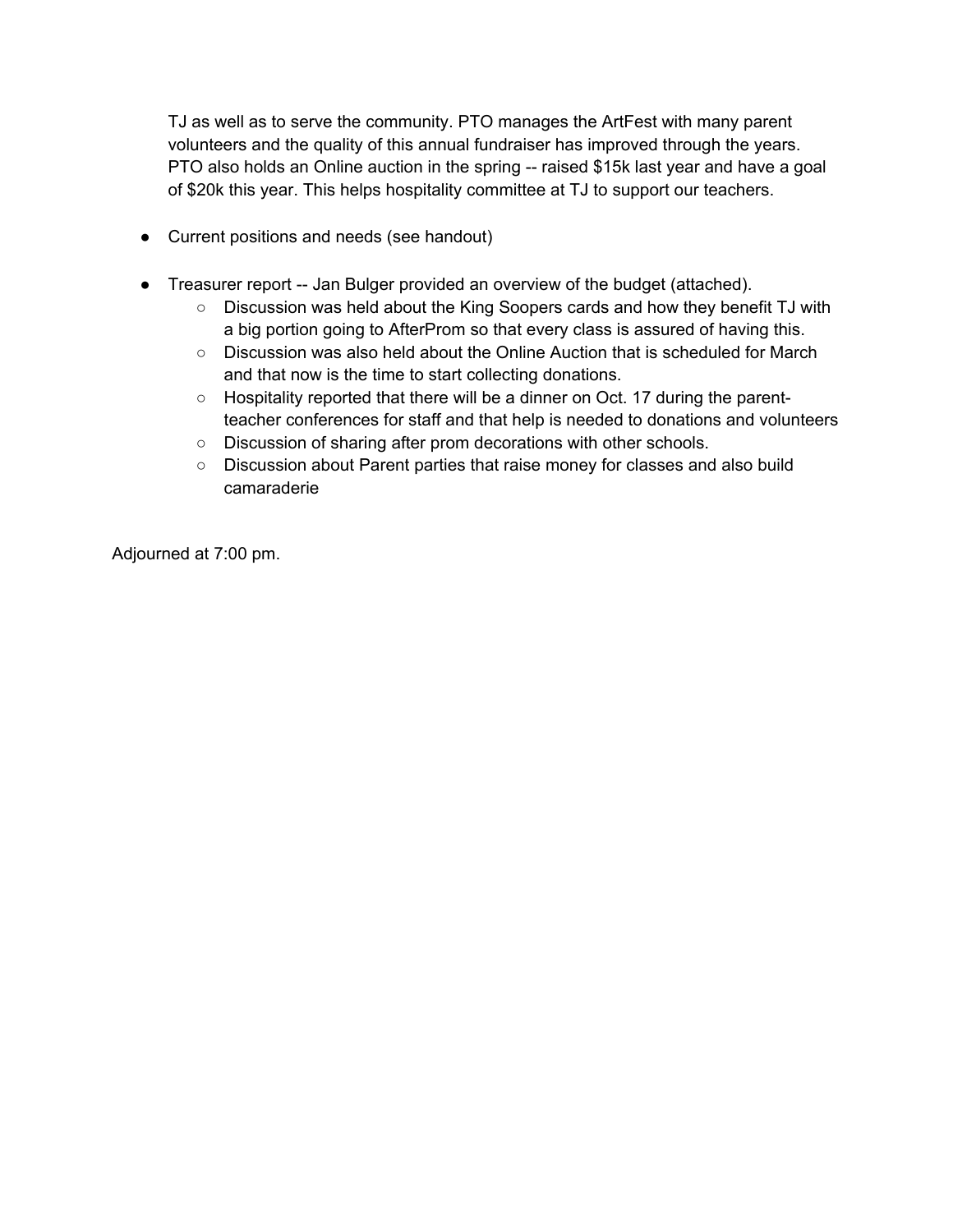TJ as well as to serve the community. PTO manages the ArtFest with many parent volunteers and the quality of this annual fundraiser has improved through the years. PTO also holds an Online auction in the spring -- raised $15k last year and have a goal of $20k this year. This helps hospitality committee at TJ to support our teachers.

- Current positions and needs (see handout)

- Treasurer report -- Jan Bulger provided an overview of the budget (attached).
  - Discussion was held about the King Soopers cards and how they benefit TJ with a big portion going to AfterProm so that every class is assured of having this.
  - Discussion was also held about the Online Auction that is scheduled for March and that now is the time to start collecting donations.
  - Hospitality reported that there will be a dinner on Oct. 17 during the parent-teacher conferences for staff and that help is needed to donations and volunteers
  - Discussion of sharing after prom decorations with other schools.
  - Discussion about Parent parties that raise money for classes and also build camaraderie

Adjourned at 7:00 pm.